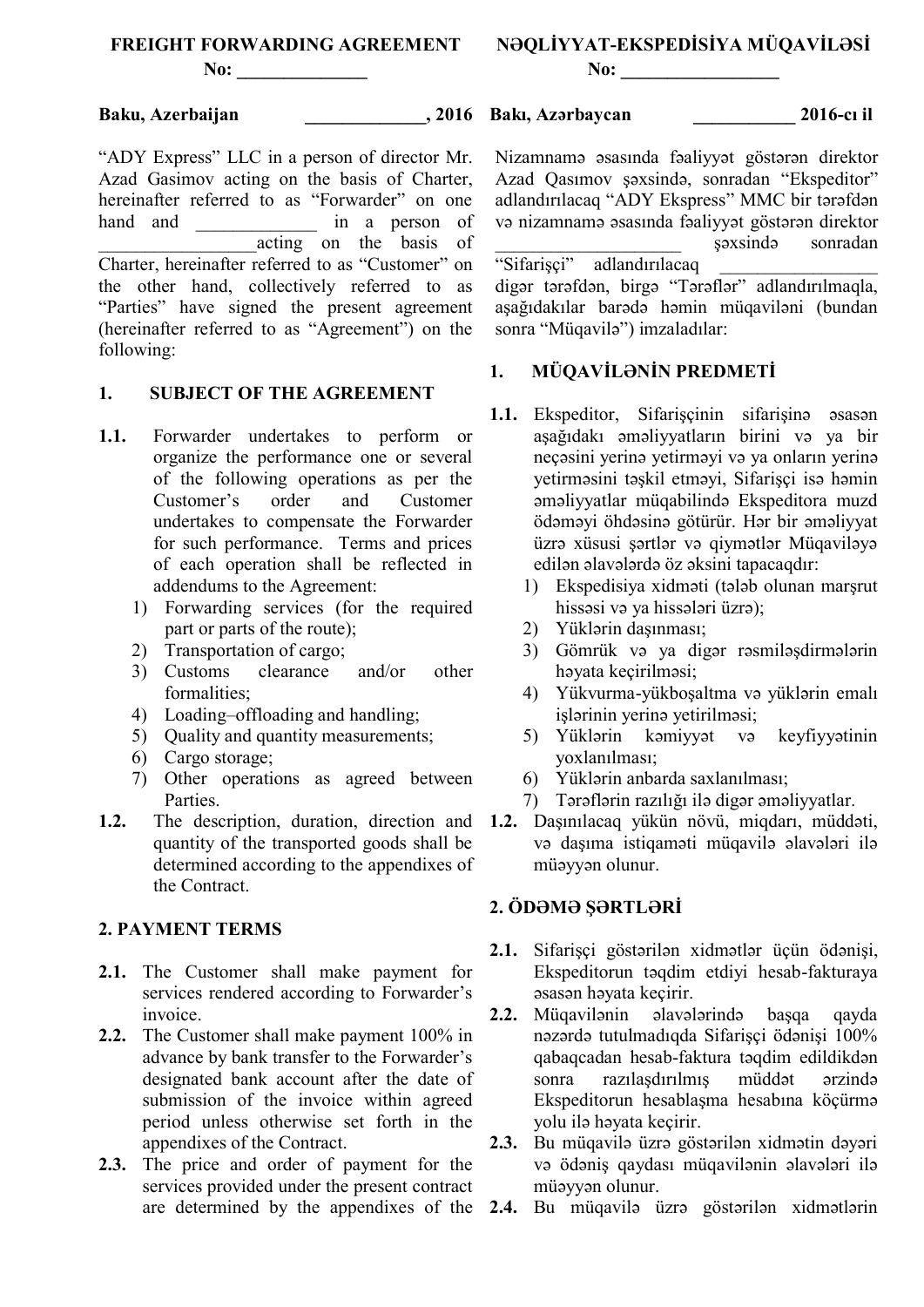**FREIGHT FORWARDING AGREEMENT**
**No: ______________**

**Baku, Azerbaijan _____________, 2016**

"ADY Express" LLC in a person of director Mr. Azad Gasimov acting on the basis of Charter, hereinafter referred to as "Forwarder" on one hand and _____________ in a person of _________________acting on the basis of Charter, hereinafter referred to as "Customer" on the other hand, collectively referred to as "Parties" have signed the present agreement (hereinafter referred to as "Agreement") on the following:

## 1. SUBJECT OF THE AGREEMENT

**1.1.** Forwarder undertakes to perform or organize the performance one or several of the following operations as per the Customer's order and Customer undertakes to compensate the Forwarder for such performance. Terms and prices of each operation shall be reflected in addendums to the Agreement:

1) Forwarding services (for the required part or parts of the route);
2) Transportation of cargo;
3) Customs clearance and/or other formalities;
4) Loading–offloading and handling;
5) Quality and quantity measurements;
6) Cargo storage;
7) Other operations as agreed between Parties.

**1.2.** The description, duration, direction and quantity of the transported goods shall be determined according to the appendixes of the Contract.

## 2. PAYMENT TERMS

**2.1.** The Customer shall make payment for services rendered according to Forwarder's invoice.

**2.2.** The Customer shall make payment 100% in advance by bank transfer to the Forwarder's designated bank account after the date of submission of the invoice within agreed period unless otherwise set forth in the appendixes of the Contract.

**2.3.** The price and order of payment for the services provided under the present contract are determined by the appendixes of the

---

**NƏQLİYYAT-EKSPEDİSİYA MÜQAVİLƏSİ**
**No: _________________**

**Bakı, Azərbaycan ___________ 2016-cı il**

Nizamnamə əsasında fəaliyyət göstərən direktor Azad Qasımov şəxsində, sonradan "Ekspeditor" adlandırılacaq "ADY Ekspress" MMC bir tərəfdən və nizamnamə əsasında fəaliyyət göstərən direktor ____________________ şəxsində sonradan "Sifarişçi" adlandırılacaq _________________ digər tərəfdən, birgə "Tərəflər" adlandırılmaqla, aşağıdakılar barədə həmin müqaviləni (bundan sonra "Müqavilə") imzaladılar:

## 1. MÜQAVİLƏNİN PREDMETİ

**1.1.** Ekspeditor, Sifarişçinin sifarişinə əsasən aşağıdakı əməliyyatların birini və ya bir neçəsini yerinə yetirməyi və ya onların yerinə yetirməsini təşkil etməyi, Sifarişçi isə həmin əməliyyatlar müqabilində Ekspeditora muzd ödəməyi öhdəsinə götürür. Hər bir əməliyyat üzrə xüsusi şərtlər və qiymətlər Müqaviləyə edilən əlavələrdə öz əksini tapacaqdır:

1) Ekspedisiya xidməti (tələb olunan marşrut hissəsi və ya hissələri üzrə);
2) Yüklərin daşınması;
3) Gömrük və ya digər rəsmiləşdirmələrin həyata keçirilməsi;
4) Yükvurma-yükboşaltma və yüklərin emalı işlərinin yerinə yetirilməsi;
5) Yüklərin kəmiyyət və keyfiyyətinin yoxlanılması;
6) Yüklərin anbarda saxlanılması;
7) Tərəflərin razılığı ilə digər əməliyyatlar.

**1.2.** Daşınılacaq yükün növü, miqdarı, müddəti, və daşıma istiqaməti müqavilə əlavələri ilə müəyyən olunur.

## 2. ÖDƏMƏ ŞƏRTLƏRİ

**2.1.** Sifarişçi göstərilən xidmətlər üçün ödənişi, Ekspeditorun təqdim etdiyi hesab-fakturaya əsasən həyata keçirir.

**2.2.** Müqavilənin əlavələrində başqa qayda nəzərdə tutulmadıqda Sifarişçi ödənişi 100% qabaqcadan hesab-faktura təqdim edildikdən sonra razılaşdırılmış müddət ərzində Ekspeditorun hesablaşma hesabına köçürmə yolu ilə həyata keçirir.

**2.3.** Bu müqavilə üzrə göstərilən xidmətin dəyəri və ödəniş qaydası müqavilənin əlavələri ilə müəyyən olunur.

**2.4.** Bu müqavilə üzrə göstərilən xidmətlərin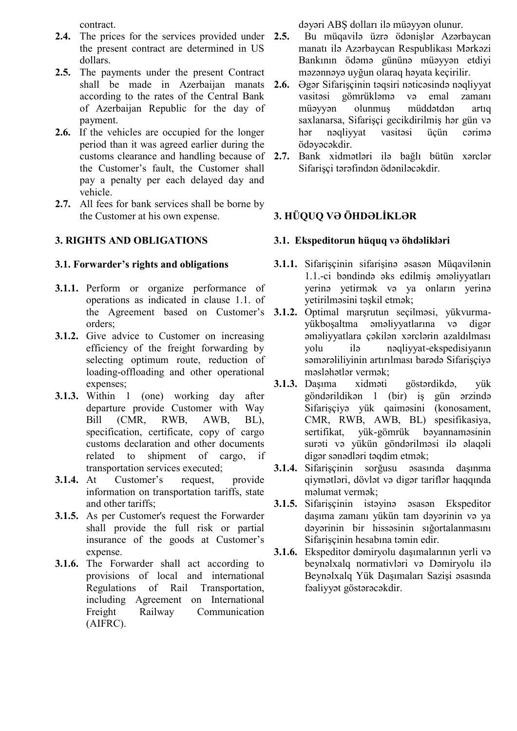contract.

**2.4.** The prices for the services provided under the present contract are determined in US dollars.

**2.5.** The payments under the present Contract shall be made in Azerbaijan manats according to the rates of the Central Bank of Azerbaijan Republic for the day of payment.

**2.6.** If the vehicles are occupied for the longer period than it was agreed earlier during the customs clearance and handling because of the Customer's fault, the Customer shall pay a penalty per each delayed day and vehicle.

**2.7.** All fees for bank services shall be borne by the Customer at his own expense.

## 3. RIGHTS AND OBLIGATIONS

### 3.1. Forwarder's rights and obligations

**3.1.1.** Perform or organize performance of operations as indicated in clause 1.1. of the Agreement based on Customer's orders;

**3.1.2.** Give advice to Customer on increasing efficiency of the freight forwarding by selecting optimum route, reduction of loading-offloading and other operational expenses;

**3.1.3.** Within 1 (one) working day after departure provide Customer with Way Bill (CMR, RWB, AWB, BL), specification, certificate, copy of cargo customs declaration and other documents related to shipment of cargo, if transportation services executed;

**3.1.4.** At Customer's request, provide information on transportation tariffs, state and other tariffs;

**3.1.5.** As per Customer's request the Forwarder shall provide the full risk or partial insurance of the goods at Customer's expense.

**3.1.6.** The Forwarder shall act according to provisions of local and international Regulations of Rail Transportation, including Agreement on International Freight Railway Communication (AIFRC).

dəyəri ABŞ dolları ilə müəyyən olunur.

**2.5.** Bu müqavilə üzrə ödənişlər Azərbaycan manatı ilə Azərbaycan Respublikası Mərkəzi Bankının ödəmə gününə müəyyən etdiyi məzənnəyə uyğun olaraq həyata keçirilir.

**2.6.** Əgər Sifarişçinin təqsiri nəticəsində nəqliyyat vasitəsi gömrükləmə və emal zamanı müəyyən olunmuş müddətdən artıq saxlanarsa, Sifarişçi gecikdirilmiş hər gün və hər nəqliyyat vasitəsi üçün cərimə ödəyəcəkdir.

**2.7.** Bank xidmətləri ilə bağlı bütün xərclər Sifarişçi tərəfindən ödəniləcəkdir.

## 3. HÜQUQ VƏ ÖHDƏLİKLƏR

### 3.1. Ekspeditorun hüquq və öhdəlikləri

**3.1.1.** Sifarişçinin sifarişinə əsasən Müqavilənin 1.1.-ci bəndində əks edilmiş əməliyyatları yerinə yetirmək və ya onların yerinə yetirilməsini təşkil etmək;

**3.1.2.** Optimal marşrutun seçilməsi, yükvurma-yükboşaltma əməliyyatlarına və digər əməliyyatlara çəkilən xərclərin azaldılması yolu ilə nəqliyyat-ekspedisiyanın səmərəliliyinin artırılması barədə Sifarişçiyə məsləhətlər vermək;

**3.1.3.** Daşıma xidməti göstərdikdə, yük göndərildikən 1 (bir) iş gün ərzində Sifarişçiyə yük qaiməsini (konosament, CMR, RWB, AWB, BL) spesifikasiya, sertifikat, yük-gömrük bəyannaməsinin surəti və yükün göndərilməsi ilə əlaqəli digər sənədləri təqdim etmək;

**3.1.4.** Sifarişçinin sorğusu əsasında daşınma qiymətləri, dövlət və digər tariflər haqqında məlumat vermək;

**3.1.5.** Sifarişçinin istəyinə əsasən Ekspeditor daşıma zamanı yükün tam dəyərinin və ya dəyərinin bir hissəsinin sığortalanmasını Sifarişçinin hesabına təmin edir.

**3.1.6.** Ekspeditor dəmiryolu daşımalarının yerli və beynəlxalq normativləri və Dəmiryolu ilə Beynəlxalq Yük Daşımaları Sazişi əsasında fəaliyyət göstərəcəkdir.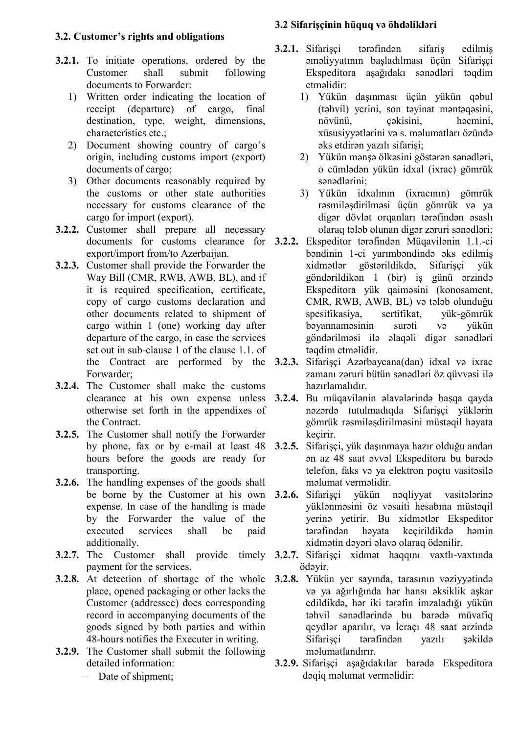### 3.2. Customer's rights and obligations

**3.2.1.** To initiate operations, ordered by the Customer shall submit following documents to Forwarder:

1) Written order indicating the location of receipt (departure) of cargo, final destination, type, weight, dimensions, characteristics etc.;
2) Document showing country of cargo's origin, including customs import (export) documents of cargo;
3) Other documents reasonably required by the customs or other state authorities necessary for customs clearance of the cargo for import (export).

**3.2.2.** Customer shall prepare all necessary documents for customs clearance for export/import from/to Azerbaijan.

**3.2.3.** Customer shall provide the Forwarder the Way Bill (CMR, RWB, AWB, BL), and if it is required specification, certificate, copy of cargo customs declaration and other documents related to shipment of cargo within 1 (one) working day after departure of the cargo, in case the services set out in sub-clause 1 of the clause 1.1. of the Contract are performed by the Forwarder;

**3.2.4.** The Customer shall make the customs clearance at his own expense unless otherwise set forth in the appendixes of the Contract.

**3.2.5.** The Customer shall notify the Forwarder by phone, fax or by e-mail at least 48 hours before the goods are ready for transporting.

**3.2.6.** The handling expenses of the goods shall be borne by the Customer at his own expense. In case of the handling is made by the Forwarder the value of the executed services shall be paid additionally.

**3.2.7.** The Customer shall provide timely payment for the services.

**3.2.8.** At detection of shortage of the whole place, opened packaging or other lacks the Customer (addressee) does corresponding record in accompanying documents of the goods signed by both parties and within 48-hours notifies the Executer in writing.

**3.2.9.** The Customer shall submit the following detailed information:

- Date of shipment;

### 3.2 Sifarişçinin hüquq və öhdəlikləri

**3.2.1.** Sifarişçi tərəfindən sifariş edilmiş əməliyyatının başladılması üçün Sifarişçi Ekspeditora aşağıdakı sənədləri təqdim etməlidir:

1) Yükün daşınması üçün yükün qəbul (təhvil) yerini, son təyinat məntəqəsini, növünü, çəkisini, həcmini, xüsusiyyətlərini və s. məlumatları özündə əks etdirən yazılı sifarişi;
2) Yükün mənşə ölkəsini göstərən sənədləri, o cümlədən yükün idxal (ixrac) gömrük sənədlərini;
3) Yükün idxalının (ixracının) gömrük rəsmiləşdirilməsi üçün gömrük və ya digər dövlət orqanları tərəfindən əsaslı olaraq tələb olunan digər zəruri sənədləri;

**3.2.2.** Ekspeditor tərəfindən Müqavilənin 1.1.-ci bəndinin 1-ci yarımbəndində əks edilmiş xidmətlər göstərildikdə, Sifarişçi yük göndərildikən 1 (bir) iş günü ərzində Ekspeditora yük qaiməsini (konosament, CMR, RWB, AWB, BL) və tələb olunduğu spesifikasiya, sertifikat, yük-gömrük bəyannaməsinin surəti və yükün göndərilməsi ilə əlaqəli digər sənədləri təqdim etməlidir.

**3.2.3.** Sifarişçi Azərbaycana(dan) idxal və ixrac zamanı zəruri bütün sənədləri öz qüvvəsi ilə hazırlamalıdır.

**3.2.4.** Bu müqavilənin əlavələrində başqa qayda nəzərdə tutulmadıqda Sifarişçi yüklərin gömrük rəsmiləşdirilməsini müstəqil həyata keçirir.

**3.2.5.** Sifarişçi, yük daşınmaya hazır olduğu andan ən az 48 saat əvvəl Ekspeditora bu barədə telefon, faks və ya elektron poçtu vasitəsilə məlumat verməlidir.

**3.2.6.** Sifarişçi yükün nəqliyyat vasitələrinə yüklənməsini öz vəsaiti hesabına müstəqil yerinə yetirir. Bu xidmətlər Ekspeditor tərəfindən həyata keçirildikdə həmin xidmətin dəyəri əlavə olaraq ödənilir.

**3.2.7.** Sifarişçi xidmət haqqını vaxtlı-vaxtında ödəyir.

**3.2.8.** Yükün yer sayında, tarasının vəziyyətində və ya ağırlığında hər hansı əksiklik aşkar edildikdə, hər iki tərəfin imzaladığı yükün təhvil sənədlərində bu barədə müvafiq qeydlər aparılır, və İcraçı 48 saat ərzində Sifarişçi tərəfindən yazılı şəkildə məlumatlandırır.

**3.2.9.** Sifarişçi aşağıdakılar barədə Ekspeditora dəqiq məlumat verməlidir: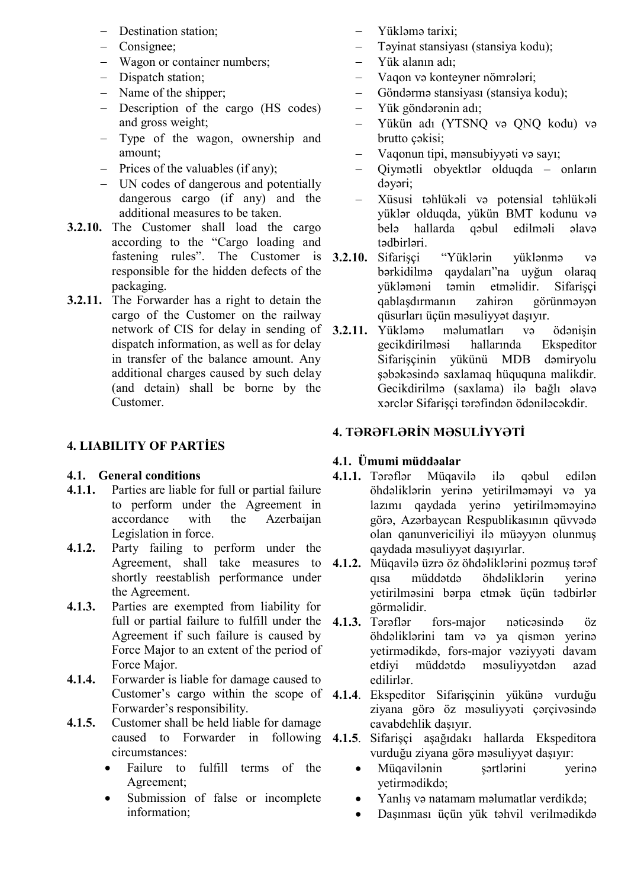- Destination station;
- Consignee;
- Wagon or container numbers;
- Dispatch station;
- Name of the shipper;
- Description of the cargo (HS codes) and gross weight;
- Type of the wagon, ownership and amount;
- Prices of the valuables (if any);
- UN codes of dangerous and potentially dangerous cargo (if any) and the additional measures to be taken.

**3.2.10.** The Customer shall load the cargo according to the "Cargo loading and fastening rules". The Customer is responsible for the hidden defects of the packaging.

**3.2.11.** The Forwarder has a right to detain the cargo of the Customer on the railway network of CIS for delay in sending of dispatch information, as well as for delay in transfer of the balance amount. Any additional charges caused by such delay (and detain) shall be borne by the Customer.

## 4. LIABILITY OF PARTİES

### 4.1. General conditions

**4.1.1.** Parties are liable for full or partial failure to perform under the Agreement in accordance with the Azerbaijan Legislation in force.

**4.1.2.** Party failing to perform under the Agreement, shall take measures to shortly reestablish performance under the Agreement.

**4.1.3.** Parties are exempted from liability for full or partial failure to fulfill under the Agreement if such failure is caused by Force Major to an extent of the period of Force Major.

**4.1.4.** Forwarder is liable for damage caused to Customer's cargo within the scope of Forwarder's responsibility.

**4.1.5.** Customer shall be held liable for damage caused to Forwarder in following circumstances:

- Failure to fulfill terms of the Agreement;
- Submission of false or incomplete information;

- Yükləmə tarixi;
- Təyinat stansiyası (stansiya kodu);
- Yük alanın adı;
- Vaqon və konteyner nömrələri;
- Göndərmə stansiyası (stansiya kodu);
- Yük göndərənin adı;
- Yükün adı (YTSNQ və QNQ kodu) və brutto çəkisi;
- Vaqonun tipi, mənsubiyyəti və sayı;
- Qiymətli obyektlər olduqda – onların dəyəri;
- Xüsusi təhlükəli və potensial təhlükəli yüklər olduqda, yükün BMT kodunu və belə hallarda qəbul edilməli əlavə tədbirləri.

**3.2.10.** Sifarişçi "Yüklərin yüklənmə və bərkidilmə qaydaları"na uyğun olaraq yükləməni təmin etməlidir. Sifarişçi qablaşdırmanın zahirən görünməyən qüsurları üçün məsuliyyət daşıyır.

**3.2.11.** Yükləmə məlumatları və ödənişin gecikdirilməsi hallarında Ekspeditor Sifarişçinin yükünü MDB dəmiryolu şəbəkəsində saxlamaq hüququna malikdir. Gecikdirilmə (saxlama) ilə bağlı əlavə xərclər Sifarişçi tərəfindən ödəniləcəkdir.

## 4. TƏRƏFLƏRİN MƏSULİYYƏTİ

### 4.1. Ümumi müddəalar

**4.1.1.** Tərəflər Müqavilə ilə qəbul edilən öhdəliklərin yerinə yetirilməməyi və ya lazımı qaydada yerinə yetirilməməyinə görə, Azərbaycan Respublikasının qüvvədə olan qanunvericiliyi ilə müəyyən olunmuş qaydada məsuliyyət daşıyırlar.

**4.1.2.** Müqavilə üzrə öz öhdəliklərini pozmuş tərəf qısa müddətdə öhdəliklərin yerinə yetirilməsini bərpa etmək üçün tədbirlər görməlidir.

**4.1.3.** Tərəflər fors-major nəticəsində öz öhdəliklərini tam və ya qismən yerinə yetirmədikdə, fors-major vəziyyəti davam etdiyi müddətdə məsuliyyətdən azad edilirlər.

**4.1.4**. Ekspeditor Sifarişçinin yükünə vurduğu ziyana görə öz məsuliyyəti çərçivəsində cavabdehlik daşıyır.

**4.1.5**. Sifarişçi aşağıdakı hallarda Ekspeditora vurduğu ziyana görə məsuliyyət daşıyır:

- Müqavilənin şərtlərini yerinə yetirmədikdə;
- Yanlış və natamam məlumatlar verdikdə;
- Daşınması üçün yük təhvil verilmədikdə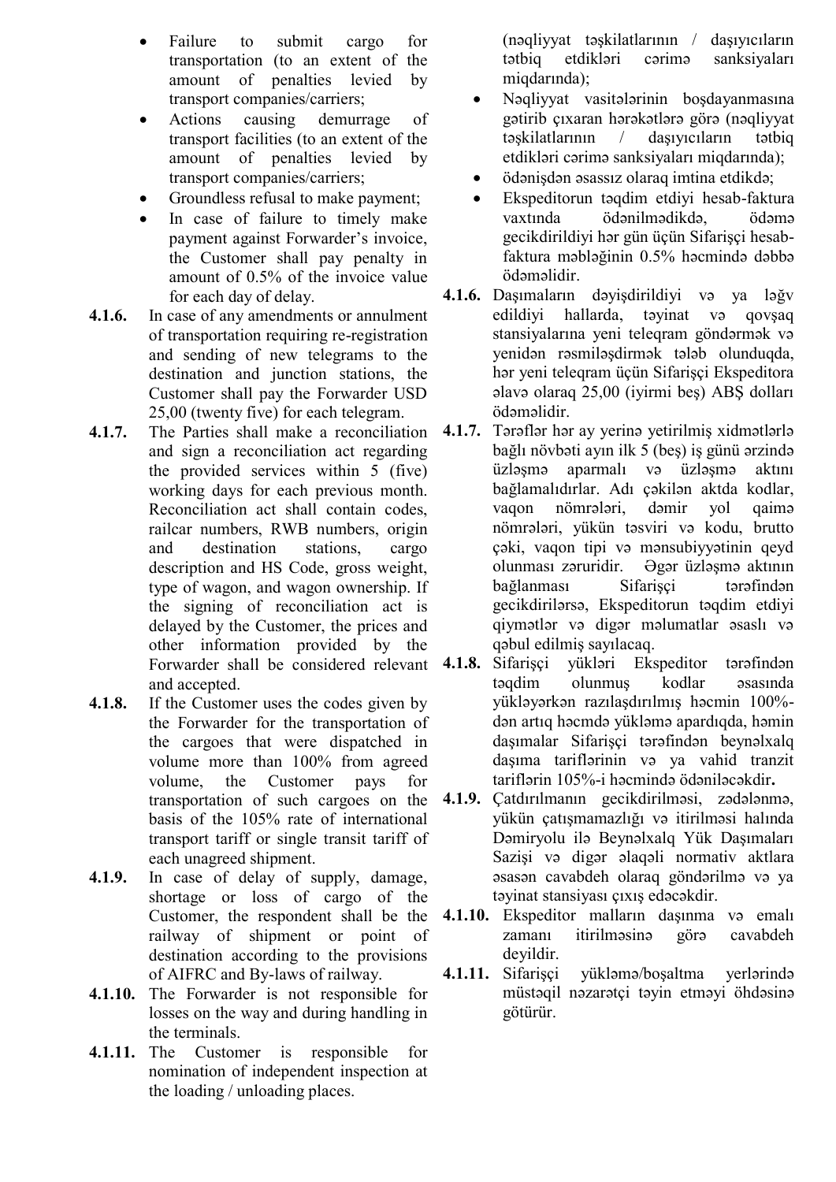- Failure to submit cargo for transportation (to an extent of the amount of penalties levied by transport companies/carriers;
- Actions causing demurrage of transport facilities (to an extent of the amount of penalties levied by transport companies/carriers;
- Groundless refusal to make payment;
- In case of failure to timely make payment against Forwarder's invoice, the Customer shall pay penalty in amount of 0.5% of the invoice value for each day of delay.

**4.1.6.** In case of any amendments or annulment of transportation requiring re-registration and sending of new telegrams to the destination and junction stations, the Customer shall pay the Forwarder USD 25,00 (twenty five) for each telegram.

**4.1.7.** The Parties shall make a reconciliation and sign a reconciliation act regarding the provided services within 5 (five) working days for each previous month. Reconciliation act shall contain codes, railcar numbers, RWB numbers, origin and destination stations, cargo description and HS Code, gross weight, type of wagon, and wagon ownership. If the signing of reconciliation act is delayed by the Customer, the prices and other information provided by the Forwarder shall be considered relevant and accepted.

**4.1.8.** If the Customer uses the codes given by the Forwarder for the transportation of the cargoes that were dispatched in volume more than 100% from agreed volume, the Customer pays for transportation of such cargoes on the basis of the 105% rate of international transport tariff or single transit tariff of each unagreed shipment.

**4.1.9.** In case of delay of supply, damage, shortage or loss of cargo of the Customer, the respondent shall be the railway of shipment or point of destination according to the provisions of AIFRC and By-laws of railway.

**4.1.10.** The Forwarder is not responsible for losses on the way and during handling in the terminals.

**4.1.11.** The Customer is responsible for nomination of independent inspection at the loading / unloading places.

(nəqliyyat təşkilatlarının / daşıyıcıların tətbiq etdikləri cərimə sanksiyaları miqdarında);

- Nəqliyyat vasitələrinin boşdayanmasına gətirib çıxaran hərəkətlərə görə (nəqliyyat təşkilatlarının / daşıyıcıların tətbiq etdikləri cərimə sanksiyaları miqdarında);
- ödənişdən əsassız olaraq imtina etdikdə;
- Ekspeditorun təqdim etdiyi hesab-faktura vaxtında ödənilmədikdə, ödəmə gecikdirildiyi hər gün üçün Sifarişçi hesab-faktura məbləğinin 0.5% həcmində dəbbə ödəməlidir.

**4.1.6.** Daşımaların dəyişdirildiyi və ya ləğv edildiyi hallarda, təyinat və qovşaq stansiyalarına yeni teleqram göndərmək və yenidən rəsmiləşdirmək tələb olunduqda, hər yeni teleqram üçün Sifarişçi Ekspeditora əlavə olaraq 25,00 (iyirmi beş) ABŞ dolları ödəməlidir.

**4.1.7.** Tərəflər hər ay yerinə yetirilmiş xidmətlərlə bağlı növbəti ayın ilk 5 (beş) iş günü ərzində üzləşmə aparmalı və üzləşmə aktını bağlamalıdırlar. Adı çəkilən aktda kodlar, vaqon nömrələri, dəmir yol qaimə nömrələri, yükün təsviri və kodu, brutto çəki, vaqon tipi və mənsubiyyətinin qeyd olunması zəruridir. Əgər üzləşmə aktının bağlanması Sifarişçi tərəfindən gecikdirilərsə, Ekspeditorun təqdim etdiyi qiymətlər və digər məlumatlar əsaslı və qəbul edilmiş sayılacaq.

**4.1.8.** Sifarişçi yükləri Ekspeditor tərəfindən təqdim olunmuş kodlar əsasında yükləyərkən razılaşdırılmış həcmin 100%-dən artıq həcmdə yükləmə apardıqda, həmin daşımalar Sifarişçi tərəfindən beynəlxalq daşıma tariflərinin və ya vahid tranzit tariflərin 105%-i həcmində ödəniləcəkdir**.**

**4.1.9.** Çatdırılmanın gecikdirilməsi, zədələnmə, yükün çatışmamazlığı və itirilməsi halında Dəmiryolu ilə Beynəlxalq Yük Daşımaları Sazişi və digər əlaqəli normativ aktlara əsasən cavabdeh olaraq göndərilmə və ya təyinat stansiyası çıxış edəcəkdir.

**4.1.10.** Ekspeditor malların daşınma və emalı zamanı itirilməsinə görə cavabdeh deyildir.

**4.1.11.** Sifarişçi yükləmə/boşaltma yerlərində müstəqil nəzarətçi təyin etməyi öhdəsinə götürür.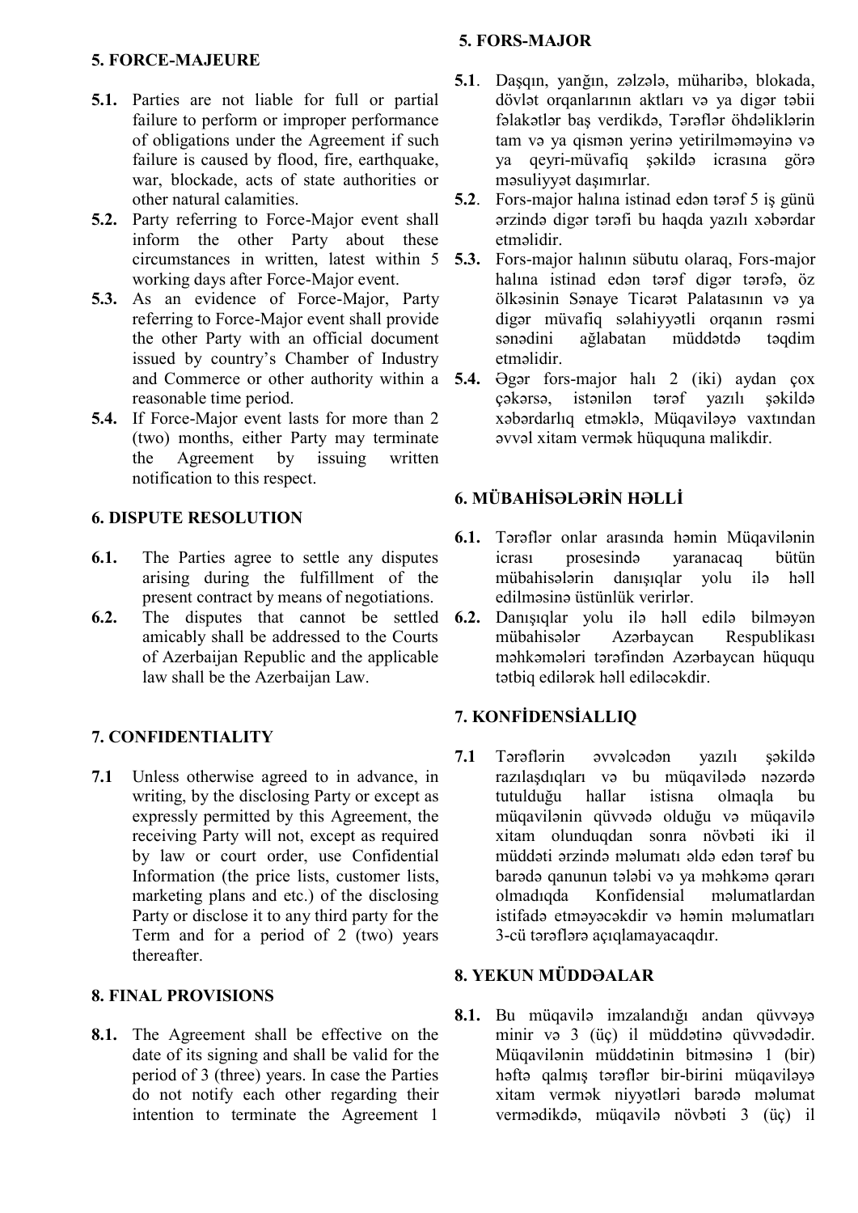## 5. FORCE-MAJEURE

**5.1.** Parties are not liable for full or partial failure to perform or improper performance of obligations under the Agreement if such failure is caused by flood, fire, earthquake, war, blockade, acts of state authorities or other natural calamities.

**5.2.** Party referring to Force-Major event shall inform the other Party about these circumstances in written, latest within 5 working days after Force-Major event.

**5.3.** As an evidence of Force-Major, Party referring to Force-Major event shall provide the other Party with an official document issued by country's Chamber of Industry and Commerce or other authority within a reasonable time period.

**5.4.** If Force-Major event lasts for more than 2 (two) months, either Party may terminate the Agreement by issuing written notification to this respect.

## 6. DISPUTE RESOLUTION

**6.1.** The Parties agree to settle any disputes arising during the fulfillment of the present contract by means of negotiations.

**6.2.** The disputes that cannot be settled amicably shall be addressed to the Courts of Azerbaijan Republic and the applicable law shall be the Azerbaijan Law.

## 7. CONFIDENTIALITY

**7.1** Unless otherwise agreed to in advance, in writing, by the disclosing Party or except as expressly permitted by this Agreement, the receiving Party will not, except as required by law or court order, use Confidential Information (the price lists, customer lists, marketing plans and etc.) of the disclosing Party or disclose it to any third party for the Term and for a period of 2 (two) years thereafter.

## 8. FINAL PROVISIONS

**8.1.** The Agreement shall be effective on the date of its signing and shall be valid for the period of 3 (three) years. In case the Parties do not notify each other regarding their intention to terminate the Agreement 1

## 5. FORS-MAJOR

**5.1**. Daşqın, yanğın, zəlzələ, müharibə, blokada, dövlət orqanlarının aktları və ya digər təbii fəlakətlər baş verdikdə, Tərəflər öhdəliklərin tam və ya qismən yerinə yetirilməməyinə və ya qeyri-müvafiq şəkildə icrasına görə məsuliyyət daşımırlar.

**5.2**. Fors-major halına istinad edən tərəf 5 iş günü ərzində digər tərəfi bu haqda yazılı xəbərdar etməlidir.

**5.3.** Fors-major halının sübutu olaraq, Fors-major halına istinad edən tərəf digər tərəfə, öz ölkəsinin Sənaye Ticarət Palatasının və ya digər müvafiq səlahiyyətli orqanın rəsmi sənədini ağlabatan müddətdə təqdim etməlidir.

**5.4.** Əgər fors-major halı 2 (iki) aydan çox çəkərsə, istənilən tərəf yazılı şəkildə xəbərdarlıq etməklə, Müqaviləyə vaxtından əvvəl xitam vermək hüququna malikdir.

## 6. MÜBAHİSƏLƏRİN HƏLLİ

**6.1.** Tərəflər onlar arasında həmin Müqavilənin icrası prosesində yaranacaq bütün mübahisələrin danışıqlar yolu ilə həll edilməsinə üstünlük verirlər.

**6.2.** Danışıqlar yolu ilə həll edilə bilməyən mübahisələr Azərbaycan Respublikası məhkəmələri tərəfindən Azərbaycan hüququ tətbiq edilərək həll ediləcəkdir.

## 7. KONFİDENSİALLIQ

**7.1** Tərəflərin əvvəlcədən yazılı şəkildə razılaşdıqları və bu müqavilədə nəzərdə tutulduğu hallar istisna olmaqla bu müqavilənin qüvvədə olduğu və müqavilə xitam olunduqdan sonra növbəti iki il müddəti ərzində məlumatı əldə edən tərəf bu barədə qanunun tələbi və ya məhkəmə qərarı olmadıqda Konfidensial məlumatlardan istifadə etməyəcəkdir və həmin məlumatları 3-cü tərəflərə açıqlamayacaqdır.

## 8. YEKUN MÜDDƏALAR

**8.1.** Bu müqavilə imzalandığı andan qüvvəyə minir və 3 (üç) il müddətinə qüvvədədir. Müqavilənin müddətinin bitməsinə 1 (bir) həftə qalmış tərəflər bir-birini müqaviləyə xitam vermək niyyətləri barədə məlumat vermədikdə, müqavilə növbəti 3 (üç) il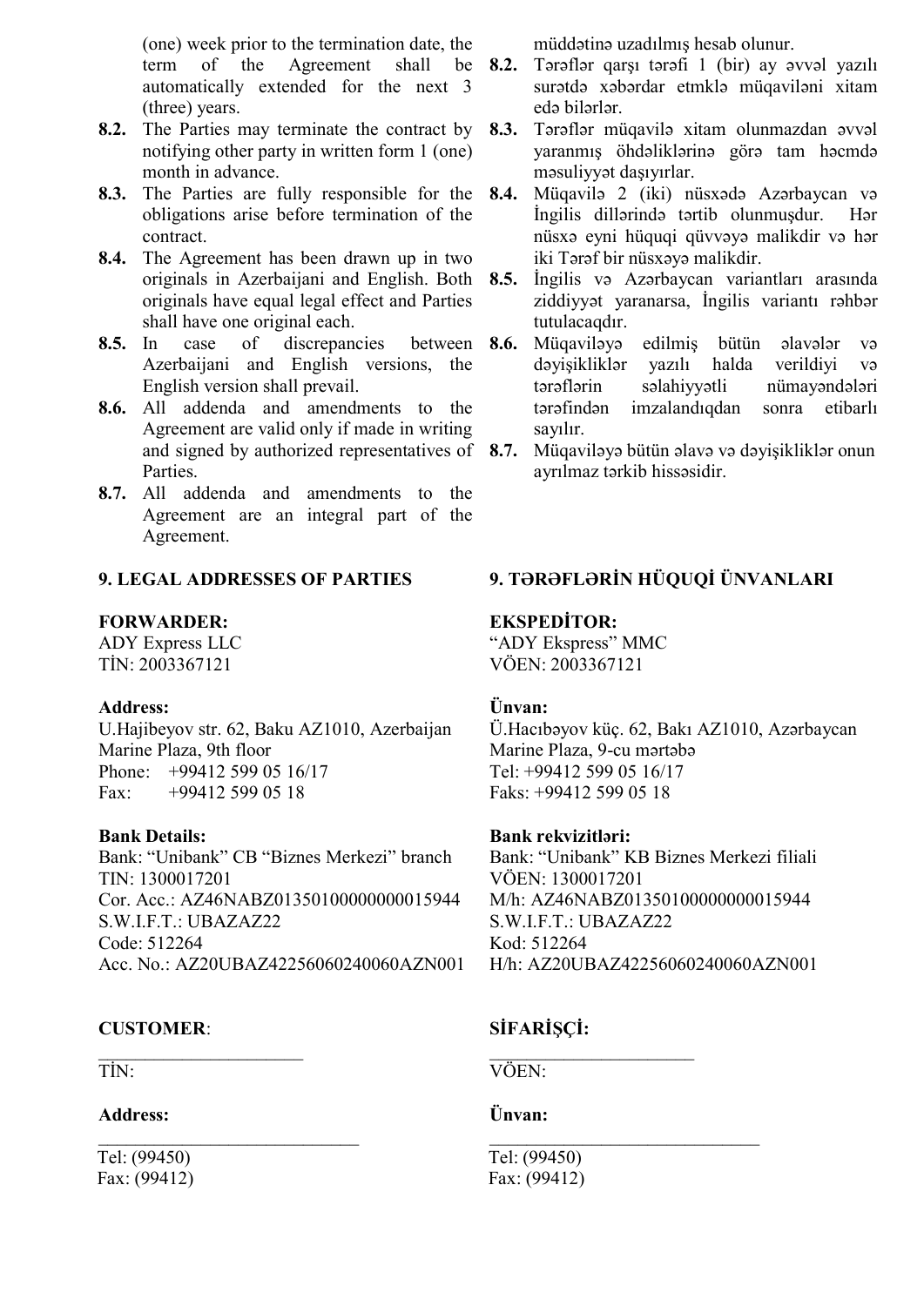(one) week prior to the termination date, the term of the Agreement shall be automatically extended for the next 3 (three) years.

**8.2.** The Parties may terminate the contract by notifying other party in written form 1 (one) month in advance.

**8.3.** The Parties are fully responsible for the obligations arise before termination of the contract.

**8.4.** The Agreement has been drawn up in two originals in Azerbaijani and English. Both originals have equal legal effect and Parties shall have one original each.

**8.5.** In case of discrepancies between Azerbaijani and English versions, the English version shall prevail.

**8.6.** All addenda and amendments to the Agreement are valid only if made in writing and signed by authorized representatives of Parties.

**8.7.** All addenda and amendments to the Agreement are an integral part of the Agreement.

müddətinə uzadılmış hesab olunur.

**8.2.** Tərəflər qarşı tərəfi 1 (bir) ay əvvəl yazılı surətdə xəbərdar etməklə müqaviləni xitam edə bilərlər.

**8.3.** Tərəflər müqavilə xitam olunmazdan əvvəl yaranmış öhdəliklərinə görə tam həcmdə məsuliyyət daşıyırlar.

**8.4.** Müqavilə 2 (iki) nüsxədə Azərbaycan və İngilis dillərində tərtib olunmuşdur. Hər nüsxə eyni hüquqi qüvvəyə malikdir və hər iki Tərəf bir nüsxəyə malikdir.

**8.5.** İngilis və Azərbaycan variantları arasında ziddiyyət yaranarsa, İngilis variantı rəhbər tutulacaqdır.

**8.6.** Müqaviləyə edilmiş bütün əlavələr və dəyişikliklər yazılı halda verildiyi və tərəflərin səlahiyyətli nümayəndələri tərəfindən imzalandıqdan sonra etibarlı sayılır.

**8.7.** Müqaviləyə bütün əlavə və dəyişikliklər onun ayrılmaz tərkib hissəsidir.

## 9. LEGAL ADDRESSES OF PARTIES

**FORWARDER:**
ADY Express LLC
TİN: 2003367121

**Address:**
U.Hajibeyov str. 62, Baku AZ1010, Azerbaijan
Marine Plaza, 9th floor
Phone: +99412 599 05 16/17
Fax: +99412 599 05 18

**Bank Details:**
Bank: "Unibank" CB "Biznes Merkezi" branch
TIN: 1300017201
Cor. Acc.: AZ46NABZ01350100000000015944
S.W.I.F.T.: UBAZAZ22
Code: 512264
Acc. No.: AZ20UBAZ42256060240060AZN001

**CUSTOMER**:
______________________
TİN:

**Address:**
____________________________
Tel: (99450)
Fax: (99412)

## 9. TƏRƏFLƏRİN HÜQUQİ ÜNVANLARI

**EKSPEDİTOR:**
"ADY Ekspress" MMC
VÖEN: 2003367121

**Ünvan:**
Ü.Hacıbəyov küç. 62, Bakı AZ1010, Azərbaycan
Marine Plaza, 9-cu mərtəbə
Tel: +99412 599 05 16/17
Faks: +99412 599 05 18

**Bank rekvizitləri:**
Bank: "Unibank" KB Biznes Merkezi filiali
VÖEN: 1300017201
M/h: AZ46NABZ01350100000000015944
S.W.I.F.T.: UBAZAZ22
Kod: 512264
H/h: AZ20UBAZ42256060240060AZN001

**SİFARİŞÇİ:**
______________________
VÖEN:

**Ünvan:**
____________________________
Tel: (99450)
Fax: (99412)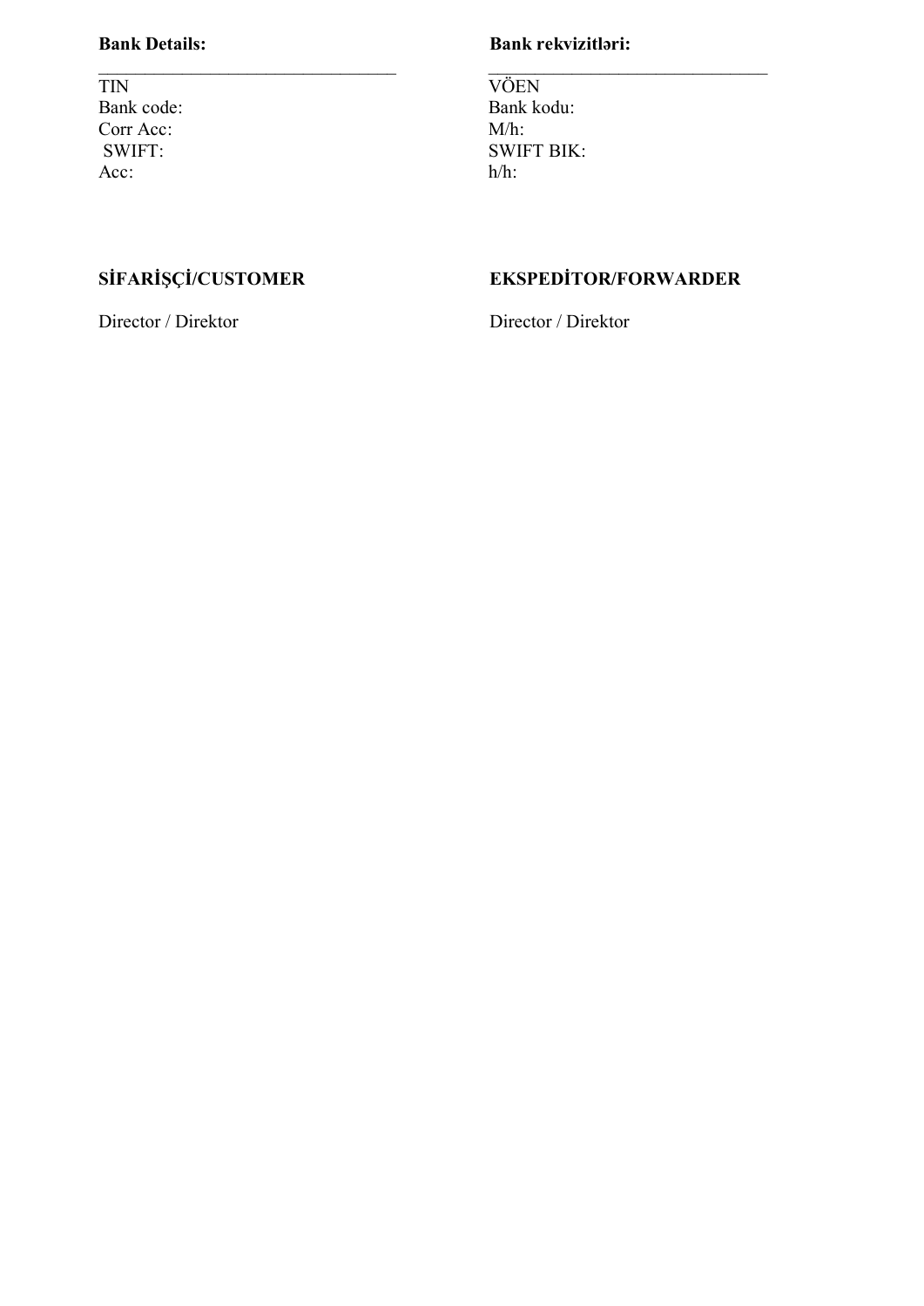| **Bank Details:** | **Bank rekvizitləri:** |
| --- | --- |
| ________________________________ | ______________________________ |
| TIN | VÖEN |
| Bank code: | Bank kodu: |
| Corr Acc: | M/h: |
| SWIFT: | SWIFT BIK: |
| Acc: | h/h: |

| **SİFARİŞÇİ/CUSTOMER** | **EKSPEDİTOR/FORWARDER** |
| --- | --- |
| Director / Direktor | Director / Direktor |